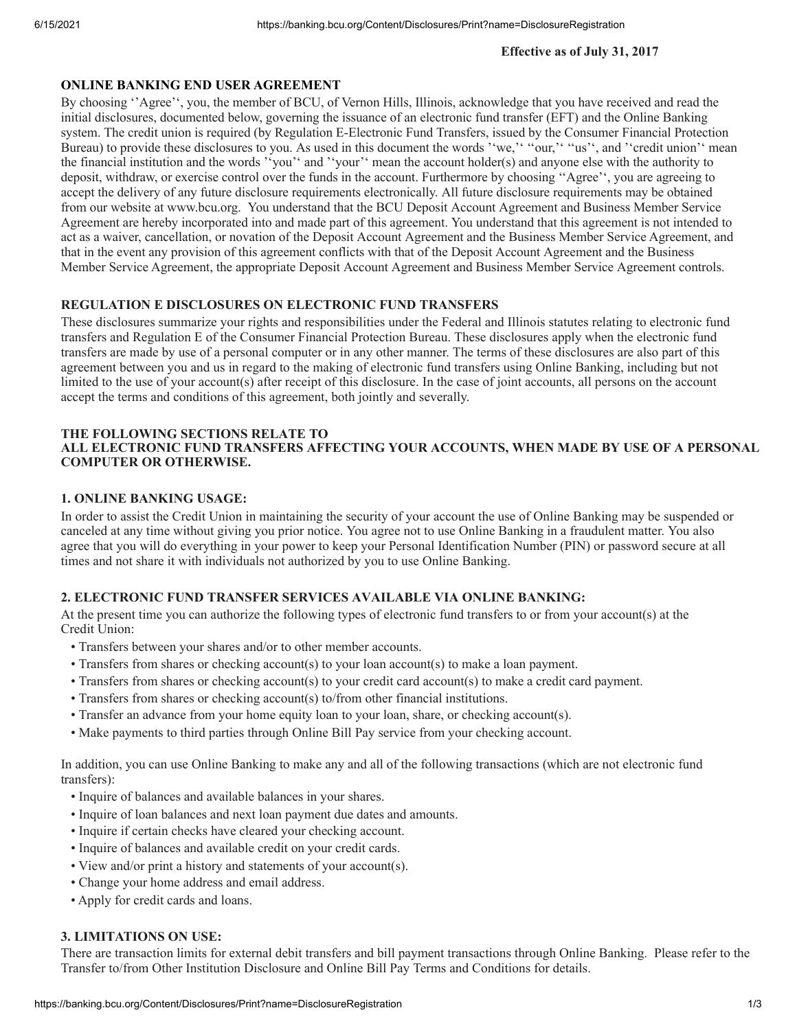**Effective as of July 31, 2017**

## ONLINE BANKING END USER AGREEMENT

By choosing ''Agree'', you, the member of BCU, of Vernon Hills, Illinois, acknowledge that you have received and read the initial disclosures, documented below, governing the issuance of an electronic fund transfer (EFT) and the Online Banking system. The credit union is required (by Regulation E-Electronic Fund Transfers, issued by the Consumer Financial Protection Bureau) to provide these disclosures to you. As used in this document the words ''we,'' ''our,'' ''us'', and ''credit union'' mean the financial institution and the words ''you'' and ''your'' mean the account holder(s) and anyone else with the authority to deposit, withdraw, or exercise control over the funds in the account. Furthermore by choosing ''Agree'', you are agreeing to accept the delivery of any future disclosure requirements electronically. All future disclosure requirements may be obtained from our website at www.bcu.org. You understand that the BCU Deposit Account Agreement and Business Member Service Agreement are hereby incorporated into and made part of this agreement. You understand that this agreement is not intended to act as a waiver, cancellation, or novation of the Deposit Account Agreement and the Business Member Service Agreement, and that in the event any provision of this agreement conflicts with that of the Deposit Account Agreement and the Business Member Service Agreement, the appropriate Deposit Account Agreement and Business Member Service Agreement controls.

## REGULATION E DISCLOSURES ON ELECTRONIC FUND TRANSFERS

These disclosures summarize your rights and responsibilities under the Federal and Illinois statutes relating to electronic fund transfers and Regulation E of the Consumer Financial Protection Bureau. These disclosures apply when the electronic fund transfers are made by use of a personal computer or in any other manner. The terms of these disclosures are also part of this agreement between you and us in regard to the making of electronic fund transfers using Online Banking, including but not limited to the use of your account(s) after receipt of this disclosure. In the case of joint accounts, all persons on the account accept the terms and conditions of this agreement, both jointly and severally.

## THE FOLLOWING SECTIONS RELATE TO ALL ELECTRONIC FUND TRANSFERS AFFECTING YOUR ACCOUNTS, WHEN MADE BY USE OF A PERSONAL COMPUTER OR OTHERWISE.

### 1. ONLINE BANKING USAGE:

In order to assist the Credit Union in maintaining the security of your account the use of Online Banking may be suspended or canceled at any time without giving you prior notice. You agree not to use Online Banking in a fraudulent matter. You also agree that you will do everything in your power to keep your Personal Identification Number (PIN) or password secure at all times and not share it with individuals not authorized by you to use Online Banking.

### 2. ELECTRONIC FUND TRANSFER SERVICES AVAILABLE VIA ONLINE BANKING:

At the present time you can authorize the following types of electronic fund transfers to or from your account(s) at the Credit Union:

- Transfers between your shares and/or to other member accounts.
- Transfers from shares or checking account(s) to your loan account(s) to make a loan payment.
- Transfers from shares or checking account(s) to your credit card account(s) to make a credit card payment.
- Transfers from shares or checking account(s) to/from other financial institutions.
- Transfer an advance from your home equity loan to your loan, share, or checking account(s).
- Make payments to third parties through Online Bill Pay service from your checking account.

In addition, you can use Online Banking to make any and all of the following transactions (which are not electronic fund transfers):

- Inquire of balances and available balances in your shares.
- Inquire of loan balances and next loan payment due dates and amounts.
- Inquire if certain checks have cleared your checking account.
- Inquire of balances and available credit on your credit cards.
- View and/or print a history and statements of your account(s).
- Change your home address and email address.
- Apply for credit cards and loans.

### 3. LIMITATIONS ON USE:

There are transaction limits for external debit transfers and bill payment transactions through Online Banking. Please refer to the Transfer to/from Other Institution Disclosure and Online Bill Pay Terms and Conditions for details.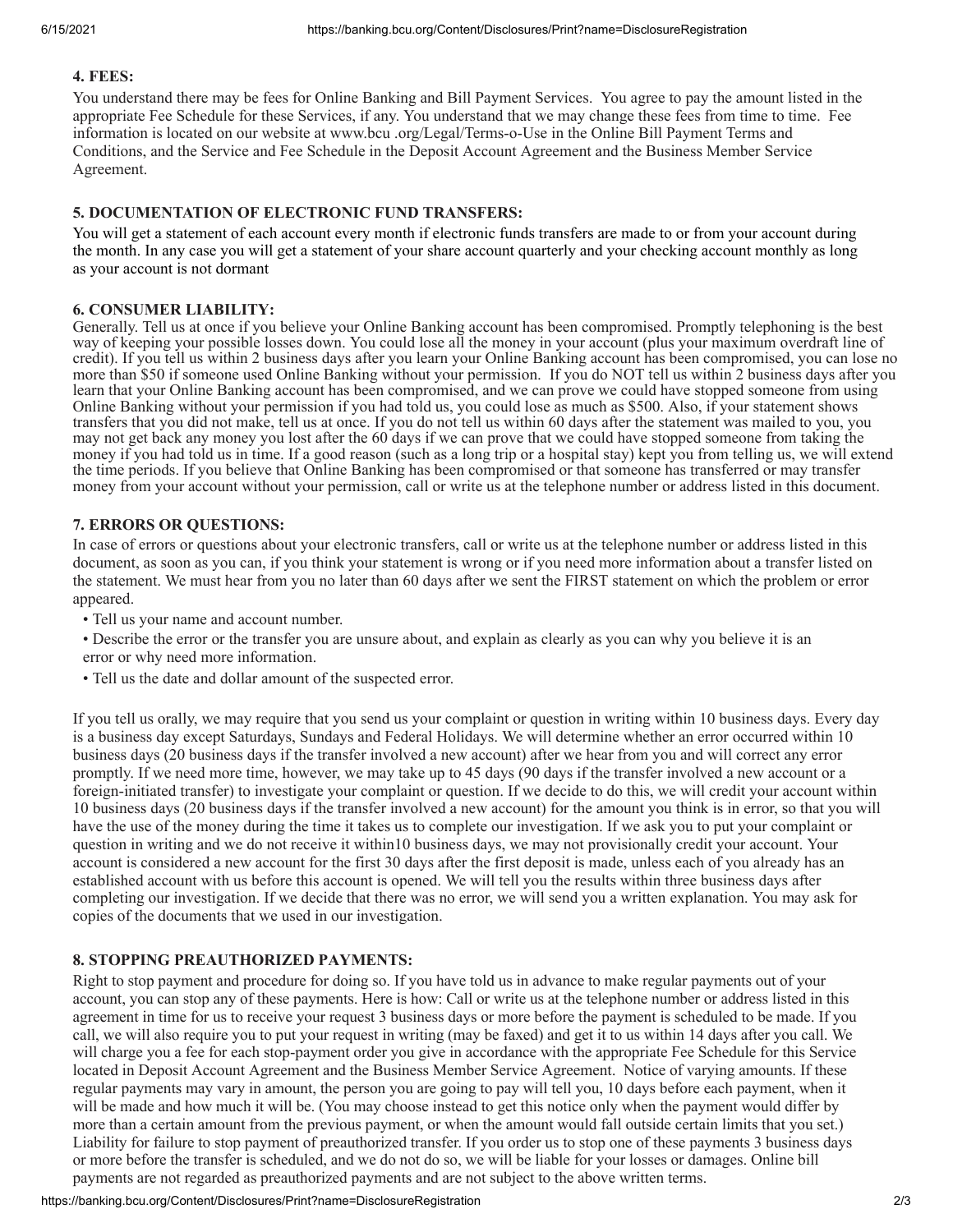### 4. FEES:

You understand there may be fees for Online Banking and Bill Payment Services. You agree to pay the amount listed in the appropriate Fee Schedule for these Services, if any. You understand that we may change these fees from time to time. Fee information is located on our website at www.bcu .org/Legal/Terms-o-Use in the Online Bill Payment Terms and Conditions, and the Service and Fee Schedule in the Deposit Account Agreement and the Business Member Service Agreement.

### 5. DOCUMENTATION OF ELECTRONIC FUND TRANSFERS:

You will get a statement of each account every month if electronic funds transfers are made to or from your account during the month. In any case you will get a statement of your share account quarterly and your checking account monthly as long as your account is not dormant

### 6. CONSUMER LIABILITY:

Generally. Tell us at once if you believe your Online Banking account has been compromised. Promptly telephoning is the best way of keeping your possible losses down. You could lose all the money in your account (plus your maximum overdraft line of credit). If you tell us within 2 business days after you learn your Online Banking account has been compromised, you can lose no more than $50 if someone used Online Banking without your permission. If you do NOT tell us within 2 business days after you learn that your Online Banking account has been compromised, and we can prove we could have stopped someone from using Online Banking without your permission if you had told us, you could lose as much as $500. Also, if your statement shows transfers that you did not make, tell us at once. If you do not tell us within 60 days after the statement was mailed to you, you may not get back any money you lost after the 60 days if we can prove that we could have stopped someone from taking the money if you had told us in time. If a good reason (such as a long trip or a hospital stay) kept you from telling us, we will extend the time periods. If you believe that Online Banking has been compromised or that someone has transferred or may transfer money from your account without your permission, call or write us at the telephone number or address listed in this document.

### 7. ERRORS OR QUESTIONS:

In case of errors or questions about your electronic transfers, call or write us at the telephone number or address listed in this document, as soon as you can, if you think your statement is wrong or if you need more information about a transfer listed on the statement. We must hear from you no later than 60 days after we sent the FIRST statement on which the problem or error appeared.

- Tell us your name and account number.
- Describe the error or the transfer you are unsure about, and explain as clearly as you can why you believe it is an error or why need more information.
- Tell us the date and dollar amount of the suspected error.

If you tell us orally, we may require that you send us your complaint or question in writing within 10 business days. Every day is a business day except Saturdays, Sundays and Federal Holidays. We will determine whether an error occurred within 10 business days (20 business days if the transfer involved a new account) after we hear from you and will correct any error promptly. If we need more time, however, we may take up to 45 days (90 days if the transfer involved a new account or a foreign-initiated transfer) to investigate your complaint or question. If we decide to do this, we will credit your account within 10 business days (20 business days if the transfer involved a new account) for the amount you think is in error, so that you will have the use of the money during the time it takes us to complete our investigation. If we ask you to put your complaint or question in writing and we do not receive it within10 business days, we may not provisionally credit your account. Your account is considered a new account for the first 30 days after the first deposit is made, unless each of you already has an established account with us before this account is opened. We will tell you the results within three business days after completing our investigation. If we decide that there was no error, we will send you a written explanation. You may ask for copies of the documents that we used in our investigation.

### 8. STOPPING PREAUTHORIZED PAYMENTS:

Right to stop payment and procedure for doing so. If you have told us in advance to make regular payments out of your account, you can stop any of these payments. Here is how: Call or write us at the telephone number or address listed in this agreement in time for us to receive your request 3 business days or more before the payment is scheduled to be made. If you call, we will also require you to put your request in writing (may be faxed) and get it to us within 14 days after you call. We will charge you a fee for each stop-payment order you give in accordance with the appropriate Fee Schedule for this Service located in Deposit Account Agreement and the Business Member Service Agreement. Notice of varying amounts. If these regular payments may vary in amount, the person you are going to pay will tell you, 10 days before each payment, when it will be made and how much it will be. (You may choose instead to get this notice only when the payment would differ by more than a certain amount from the previous payment, or when the amount would fall outside certain limits that you set.) Liability for failure to stop payment of preauthorized transfer. If you order us to stop one of these payments 3 business days or more before the transfer is scheduled, and we do not do so, we will be liable for your losses or damages. Online bill payments are not regarded as preauthorized payments and are not subject to the above written terms.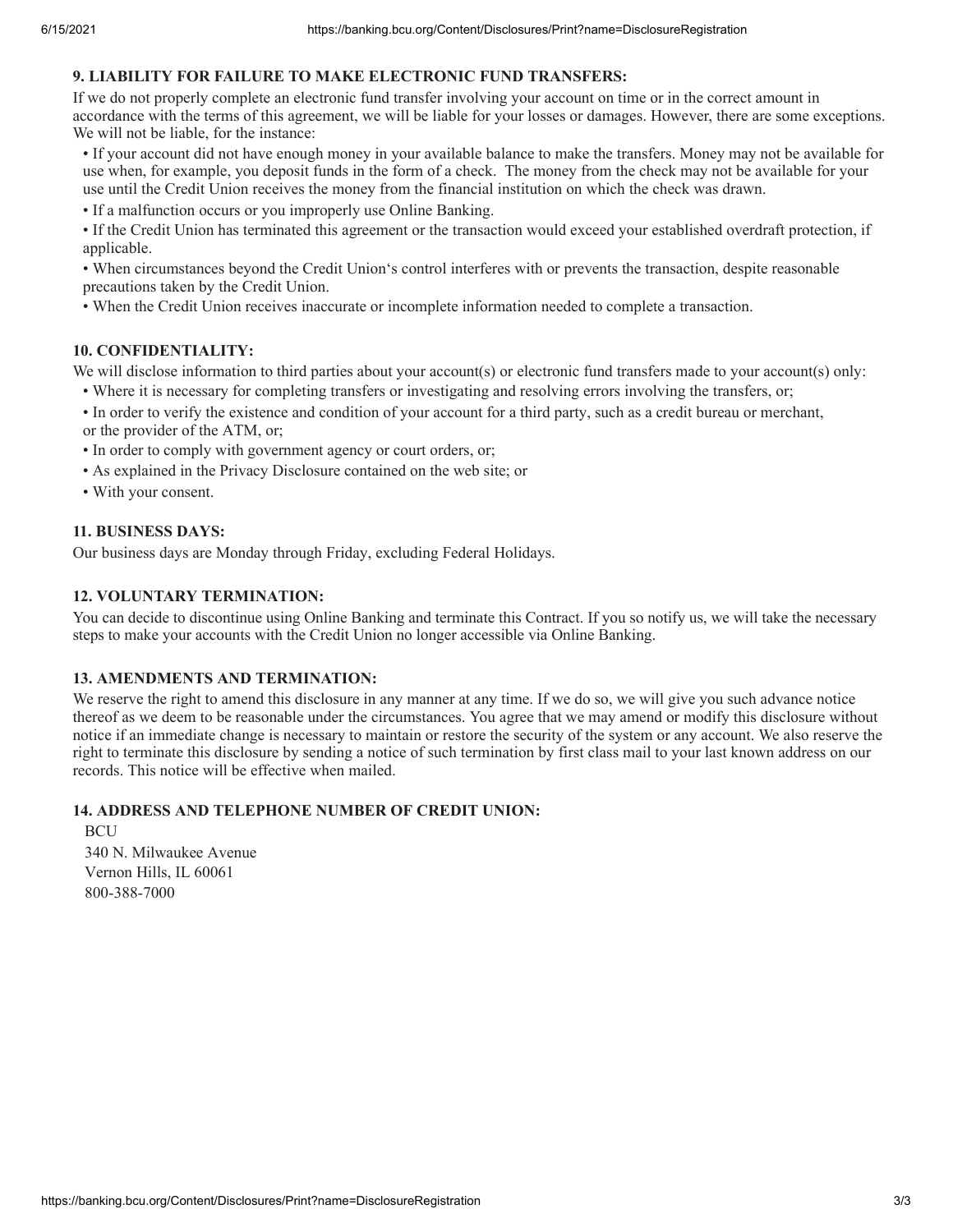### 9. LIABILITY FOR FAILURE TO MAKE ELECTRONIC FUND TRANSFERS:

If we do not properly complete an electronic fund transfer involving your account on time or in the correct amount in accordance with the terms of this agreement, we will be liable for your losses or damages. However, there are some exceptions. We will not be liable, for the instance:

- If your account did not have enough money in your available balance to make the transfers. Money may not be available for use when, for example, you deposit funds in the form of a check. The money from the check may not be available for your use until the Credit Union receives the money from the financial institution on which the check was drawn.
- If a malfunction occurs or you improperly use Online Banking.
- If the Credit Union has terminated this agreement or the transaction would exceed your established overdraft protection, if applicable.
- When circumstances beyond the Credit Union's control interferes with or prevents the transaction, despite reasonable precautions taken by the Credit Union.
- When the Credit Union receives inaccurate or incomplete information needed to complete a transaction.

### 10. CONFIDENTIALITY:

We will disclose information to third parties about your account(s) or electronic fund transfers made to your account(s) only:

- Where it is necessary for completing transfers or investigating and resolving errors involving the transfers, or;
- In order to verify the existence and condition of your account for a third party, such as a credit bureau or merchant, or the provider of the ATM, or;
- In order to comply with government agency or court orders, or;
- As explained in the Privacy Disclosure contained on the web site; or
- With your consent.

### 11. BUSINESS DAYS:

Our business days are Monday through Friday, excluding Federal Holidays.

### 12. VOLUNTARY TERMINATION:

You can decide to discontinue using Online Banking and terminate this Contract. If you so notify us, we will take the necessary steps to make your accounts with the Credit Union no longer accessible via Online Banking.

### 13. AMENDMENTS AND TERMINATION:

We reserve the right to amend this disclosure in any manner at any time. If we do so, we will give you such advance notice thereof as we deem to be reasonable under the circumstances. You agree that we may amend or modify this disclosure without notice if an immediate change is necessary to maintain or restore the security of the system or any account. We also reserve the right to terminate this disclosure by sending a notice of such termination by first class mail to your last known address on our records. This notice will be effective when mailed.

### 14. ADDRESS AND TELEPHONE NUMBER OF CREDIT UNION:

BCU
340 N. Milwaukee Avenue
Vernon Hills, IL 60061
800-388-7000